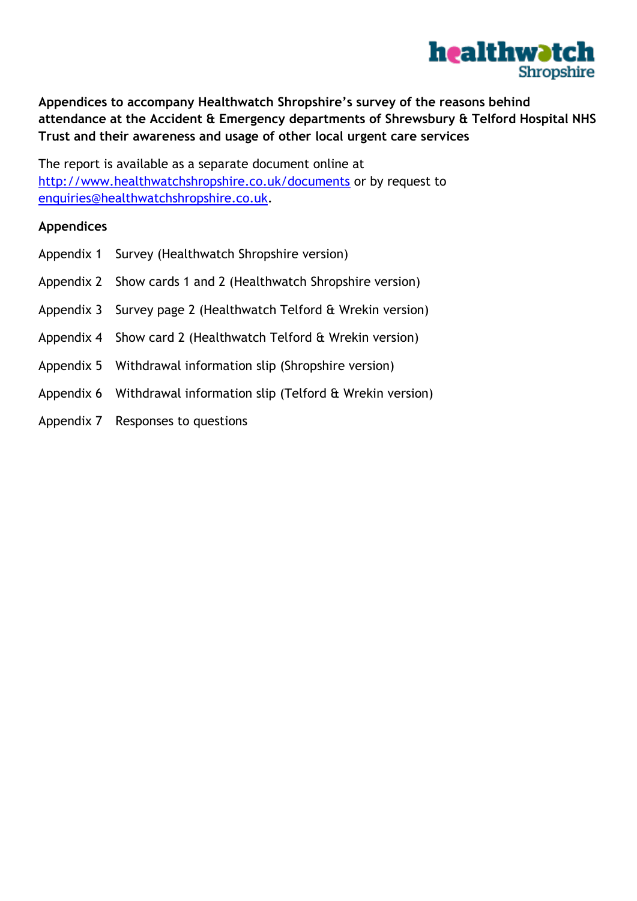**Appendices to accompany Healthwatch Shropshire's survey of the reasons behind attendance at the Accident & Emergency departments of Shrewsbury & Telford Hospital NHS Trust and their awareness and usage of other local urgent care services**

The report is available as a separate document online at http://www.healthwatchshropshire.co.uk/documents or by request to enquiries@healthwatchshropshire.co.uk.

## Appendices

Appendix 1 Survey (Healthwatch Shropshire version)

Appendix 2 Show cards 1 and 2 (Healthwatch Shropshire version)

Appendix 3 Survey page 2 (Healthwatch Telford & Wrekin version)

Appendix 4 Show card 2 (Healthwatch Telford & Wrekin version)

Appendix 5 Withdrawal information slip (Shropshire version)

Appendix 6 Withdrawal information slip (Telford & Wrekin version)

Appendix 7 Responses to questions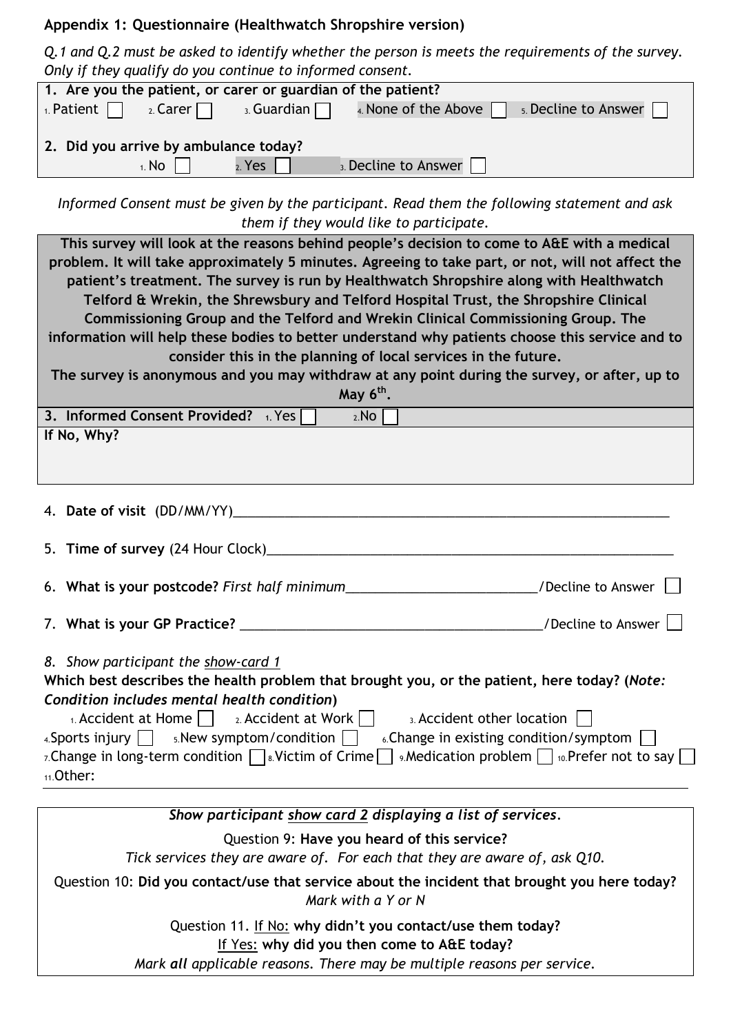## Appendix 1: Questionnaire (Healthwatch Shropshire version)

*Q.1 and Q.2 must be asked to identify whether the person is meets the requirements of the survey. Only if they qualify do you continue to informed consent.*

**1. Are you the patient, or carer or guardian of the patient?**

1. Patient ☐  2. Carer ☐  3. Guardian ☐  4. None of the Above ☐  5. Decline to Answer ☐

**2. Did you arrive by ambulance today?**

1. No ☐  2. Yes ☐  3. Decline to Answer ☐

*Informed Consent must be given by the participant. Read them the following statement and ask them if they would like to participate.*

**This survey will look at the reasons behind people's decision to come to A&E with a medical problem. It will take approximately 5 minutes. Agreeing to take part, or not, will not affect the patient's treatment. The survey is run by Healthwatch Shropshire along with Healthwatch Telford & Wrekin, the Shrewsbury and Telford Hospital Trust, the Shropshire Clinical Commissioning Group and the Telford and Wrekin Clinical Commissioning Group. The information will help these bodies to better understand why patients choose this service and to consider this in the planning of local services in the future.**

**The survey is anonymous and you may withdraw at any point during the survey, or after, up to May 6th.**

**3. Informed Consent Provided?** 1. Yes ☐  2. No ☐

**If No, Why?**

4. **Date of visit** (DD/MM/YY)\_\_\_\_\_\_\_\_\_\_\_\_\_\_\_\_\_\_\_\_\_\_\_\_\_\_\_\_\_\_

5. **Time of survey** (24 Hour Clock)\_\_\_\_\_\_\_\_\_\_\_\_\_\_\_\_\_\_\_\_\_\_\_\_\_\_\_\_\_\_

6. **What is your postcode?** *First half minimum*\_\_\_\_\_\_\_\_\_\_\_\_\_\_\_\_\_\_\_\_/Decline to Answer ☐

7. **What is your GP Practice?** \_\_\_\_\_\_\_\_\_\_\_\_\_\_\_\_\_\_\_\_\_\_\_\_\_\_\_\_\_\_/Decline to Answer ☐

8. *Show participant the show-card 1*

**Which best describes the health problem that brought you, or the patient, here today? (*Note: Condition includes mental health condition*)**

1. Accident at Home ☐  2. Accident at Work ☐  3. Accident other location ☐
4. Sports injury ☐  5. New symptom/condition ☐  6. Change in existing condition/symptom ☐
7. Change in long-term condition ☐  8. Victim of Crime ☐  9. Medication problem ☐  10. Prefer not to say ☐
11. Other:

*Show participant show card 2 displaying a list of services.*

Question 9: **Have you heard of this service?**
*Tick services they are aware of. For each that they are aware of, ask Q10.*

Question 10: **Did you contact/use that service about the incident that brought you here today?**
*Mark with a Y or N*

Question 11. If No: **why didn't you contact/use them today?**
If Yes: **why did you then come to A&E today?**
*Mark **all** applicable reasons. There may be multiple reasons per service.*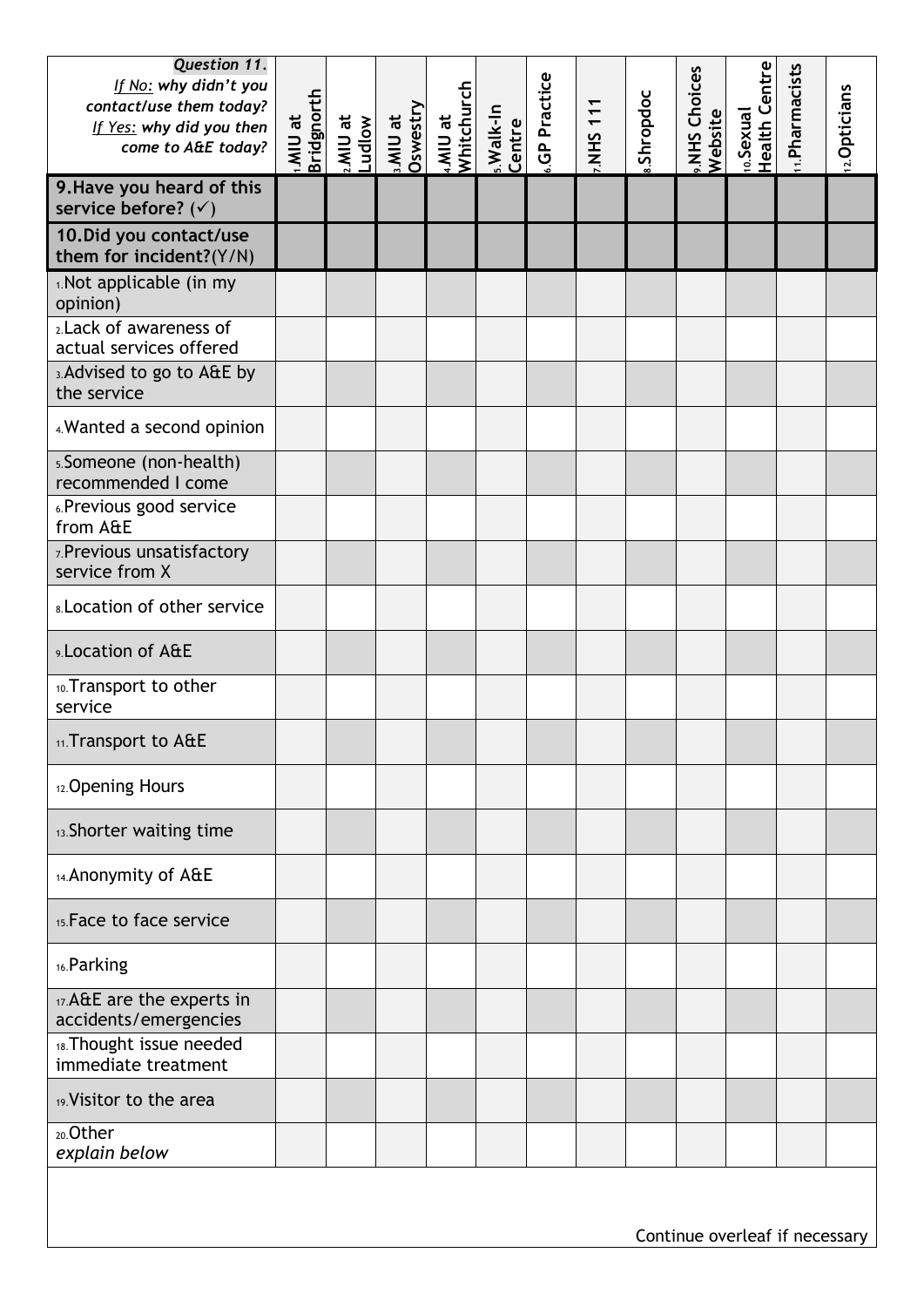| *Question 11.* *If No: why didn't you contact/use them today?* *If Yes: why did you then come to A&E today?* | 1.MIU at Bridgnorth | 2.MIU at Ludlow | 3.MIU at Oswestry | 4.MIU at Whitchurch | 5.Walk-In Centre | 6.GP Practice | 7.NHS 111 | 8.Shropdoc | 9.NHS Choices Website | 10.Sexual Health Centre | 11.Pharmacists | 12.Opticians |
|---|---|---|---|---|---|---|---|---|---|---|---|---|
| **9.Have you heard of this service before? (✓)** | | | | | | | | | | | | |
| **10.Did you contact/use them for incident?(Y/N)** | | | | | | | | | | | | |
| 1.Not applicable (in my opinion) | | | | | | | | | | | | |
| 2.Lack of awareness of actual services offered | | | | | | | | | | | | |
| 3.Advised to go to A&E by the service | | | | | | | | | | | | |
| 4.Wanted a second opinion | | | | | | | | | | | | |
| 5.Someone (non-health) recommended I come | | | | | | | | | | | | |
| 6.Previous good service from A&E | | | | | | | | | | | | |
| 7.Previous unsatisfactory service from X | | | | | | | | | | | | |
| 8.Location of other service | | | | | | | | | | | | |
| 9.Location of A&E | | | | | | | | | | | | |
| 10.Transport to other service | | | | | | | | | | | | |
| 11.Transport to A&E | | | | | | | | | | | | |
| 12.Opening Hours | | | | | | | | | | | | |
| 13.Shorter waiting time | | | | | | | | | | | | |
| 14.Anonymity of A&E | | | | | | | | | | | | |
| 15.Face to face service | | | | | | | | | | | | |
| 16.Parking | | | | | | | | | | | | |
| 17.A&E are the experts in accidents/emergencies | | | | | | | | | | | | |
| 18.Thought issue needed immediate treatment | | | | | | | | | | | | |
| 19.Visitor to the area | | | | | | | | | | | | |
| 20.Other *explain below* | | | | | | | | | | | | |

Continue overleaf if necessary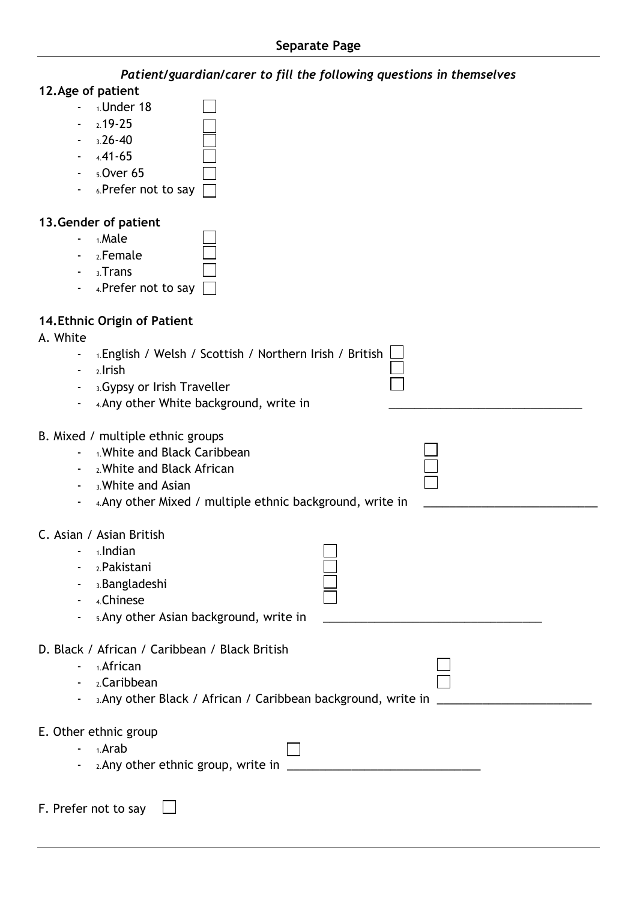**Separate Page**

*Patient/guardian/carer to fill the following questions in themselves*

**12. Age of patient**

- 1. Under 18 ☐
- 2. 19-25 ☐
- 3. 26-40 ☐
- 4. 41-65 ☐
- 5. Over 65 ☐
- 6. Prefer not to say ☐

**13. Gender of patient**

- 1. Male ☐
- 2. Female ☐
- 3. Trans ☐
- 4. Prefer not to say ☐

**14. Ethnic Origin of Patient**

A. White

- 1. English / Welsh / Scottish / Northern Irish / British ☐
- 2. Irish ☐
- 3. Gypsy or Irish Traveller ☐
- 4. Any other White background, write in ______________________________

B. Mixed / multiple ethnic groups

- 1. White and Black Caribbean ☐
- 2. White and Black African ☐
- 3. White and Asian ☐
- 4. Any other Mixed / multiple ethnic background, write in ___________________________

C. Asian / Asian British

- 1. Indian ☐
- 2. Pakistani ☐
- 3. Bangladeshi ☐
- 4. Chinese ☐
- 5. Any other Asian background, write in __________________________________

D. Black / African / Caribbean / Black British

- 1. African ☐
- 2. Caribbean ☐
- 3. Any other Black / African / Caribbean background, write in ________________________

E. Other ethnic group

- 1. Arab ☐
- 2. Any other ethnic group, write in ______________________________

F. Prefer not to say ☐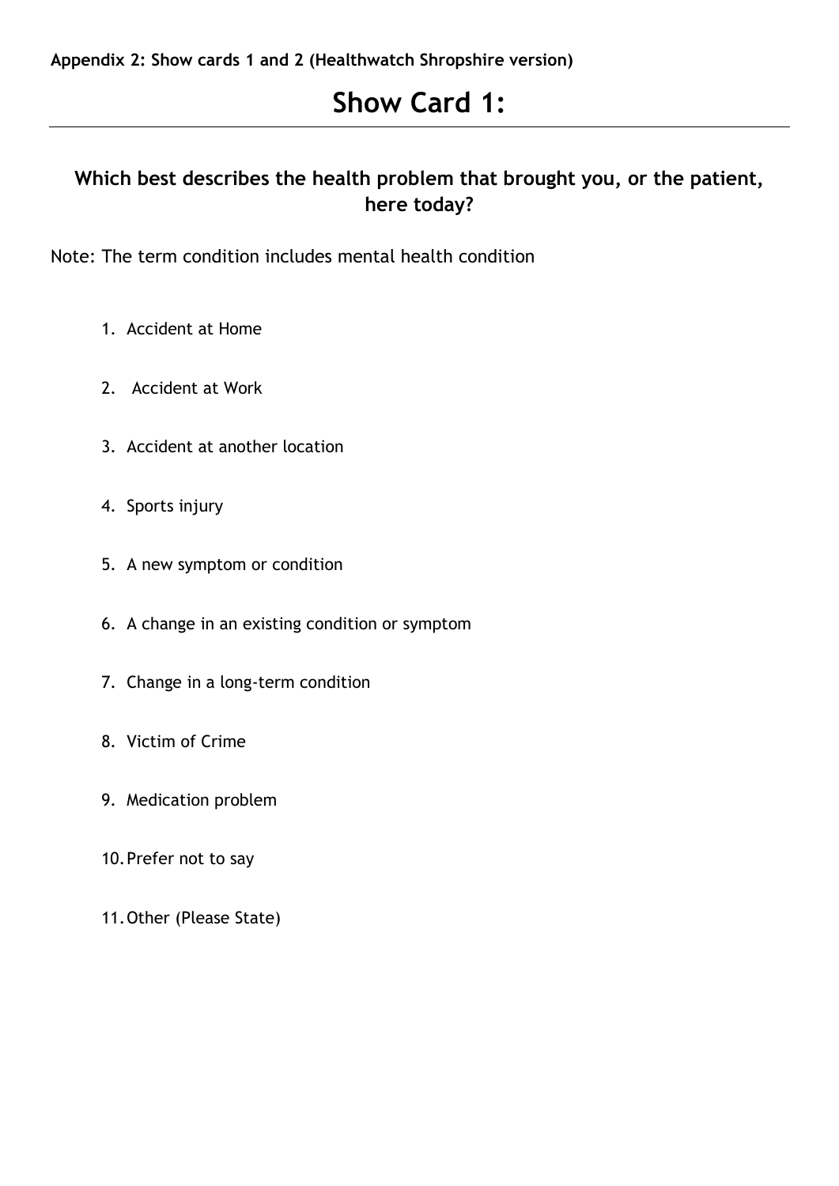**Appendix 2: Show cards 1 and 2 (Healthwatch Shropshire version)**

# Show Card 1:

**Which best describes the health problem that brought you, or the patient, here today?**

Note: The term condition includes mental health condition

1. Accident at Home
2. Accident at Work
3. Accident at another location
4. Sports injury
5. A new symptom or condition
6. A change in an existing condition or symptom
7. Change in a long-term condition
8. Victim of Crime
9. Medication problem
10. Prefer not to say
11. Other (Please State)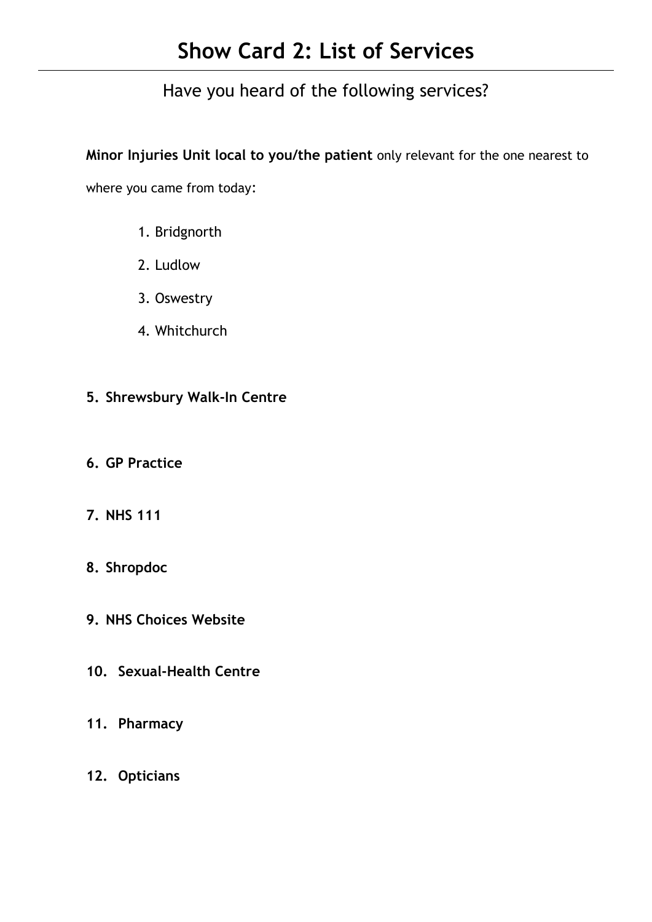# Show Card 2: List of Services

## Have you heard of the following services?

**Minor Injuries Unit local to you/the patient** only relevant for the one nearest to where you came from today:

1. Bridgnorth
2. Ludlow
3. Oswestry
4. Whitchurch

**5. Shrewsbury Walk-In Centre**

**6. GP Practice**

**7. NHS 111**

**8. Shropdoc**

**9. NHS Choices Website**

**10. Sexual-Health Centre**

**11. Pharmacy**

**12. Opticians**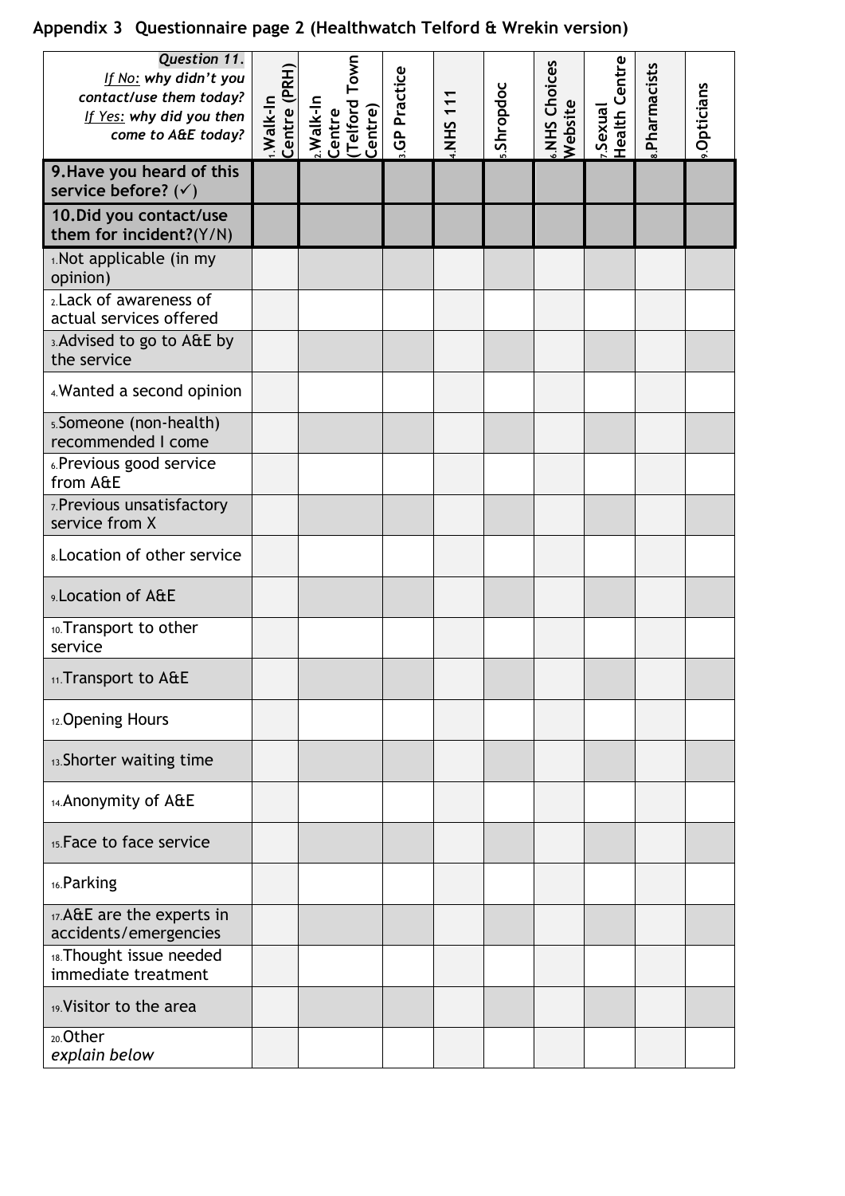## Appendix 3 Questionnaire page 2 (Healthwatch Telford & Wrekin version)

| ***Question 11.*** *If No: why didn't you contact/use them today? If Yes: why did you then come to A&E today?* | 1.Walk-In Centre (PRH) | 2.Walk-In Centre (Telford Town Centre) | 3.GP Practice | 4.NHS 111 | 5.Shropdoc | 6.NHS Choices Website | 7.Sexual Health Centre | 8.Pharmacists | 9.Opticians |
|---|---|---|---|---|---|---|---|---|---|
| **9.Have you heard of this service before?** (✓) | | | | | | | | | |
| **10.Did you contact/use them for incident?**(Y/N) | | | | | | | | | |
| 1.Not applicable (in my opinion) | | | | | | | | | |
| 2.Lack of awareness of actual services offered | | | | | | | | | |
| 3.Advised to go to A&E by the service | | | | | | | | | |
| 4.Wanted a second opinion | | | | | | | | | |
| 5.Someone (non-health) recommended I come | | | | | | | | | |
| 6.Previous good service from A&E | | | | | | | | | |
| 7.Previous unsatisfactory service from X | | | | | | | | | |
| 8.Location of other service | | | | | | | | | |
| 9.Location of A&E | | | | | | | | | |
| 10.Transport to other service | | | | | | | | | |
| 11.Transport to A&E | | | | | | | | | |
| 12.Opening Hours | | | | | | | | | |
| 13.Shorter waiting time | | | | | | | | | |
| 14.Anonymity of A&E | | | | | | | | | |
| 15.Face to face service | | | | | | | | | |
| 16.Parking | | | | | | | | | |
| 17.A&E are the experts in accidents/emergencies | | | | | | | | | |
| 18.Thought issue needed immediate treatment | | | | | | | | | |
| 19.Visitor to the area | | | | | | | | | |
| 20.Other *explain below* | | | | | | | | | |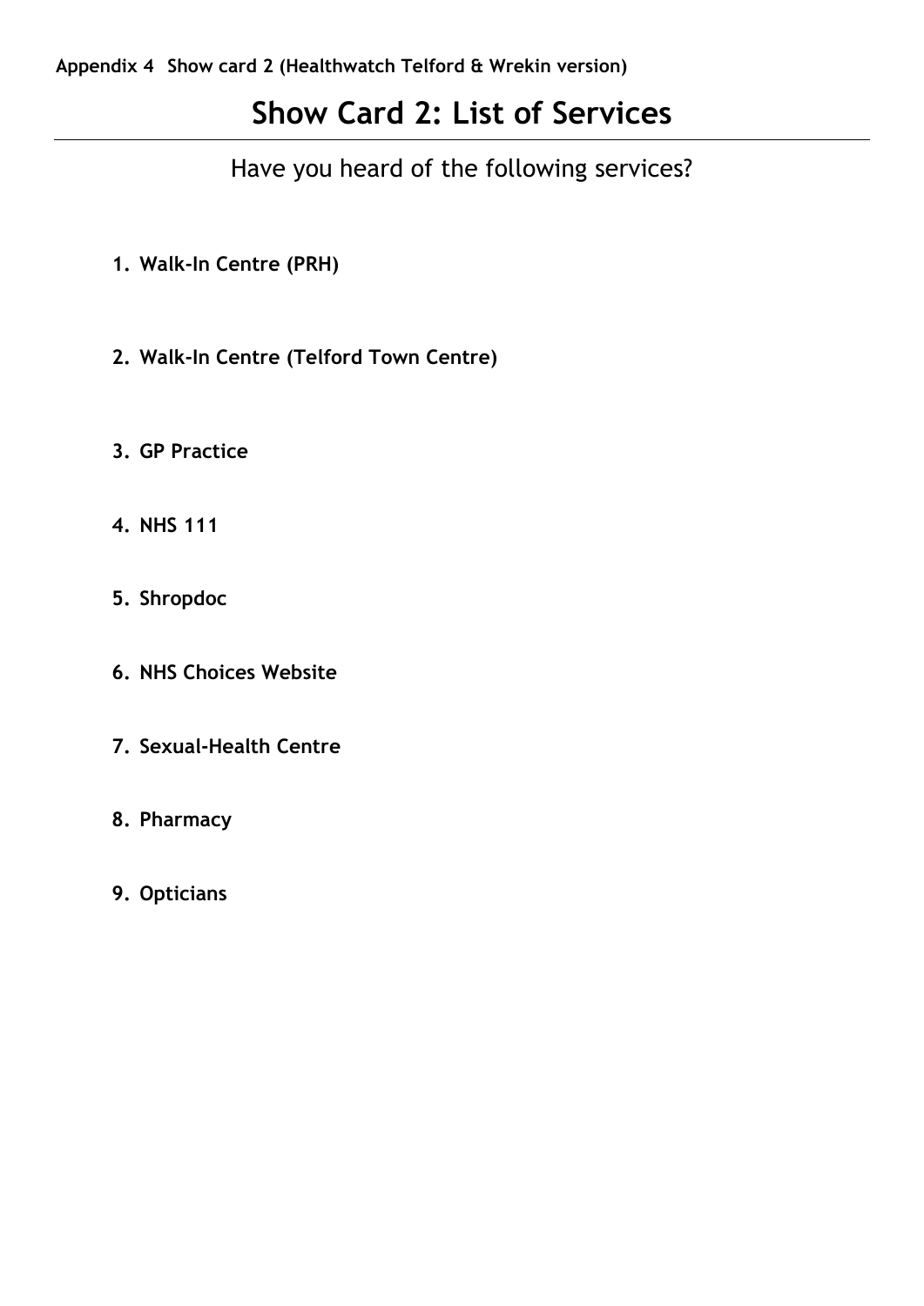**Appendix 4 Show card 2 (Healthwatch Telford & Wrekin version)**

# Show Card 2: List of Services

Have you heard of the following services?

1. **Walk-In Centre (PRH)**
2. **Walk-In Centre (Telford Town Centre)**
3. **GP Practice**
4. **NHS 111**
5. **Shropdoc**
6. **NHS Choices Website**
7. **Sexual-Health Centre**
8. **Pharmacy**
9. **Opticians**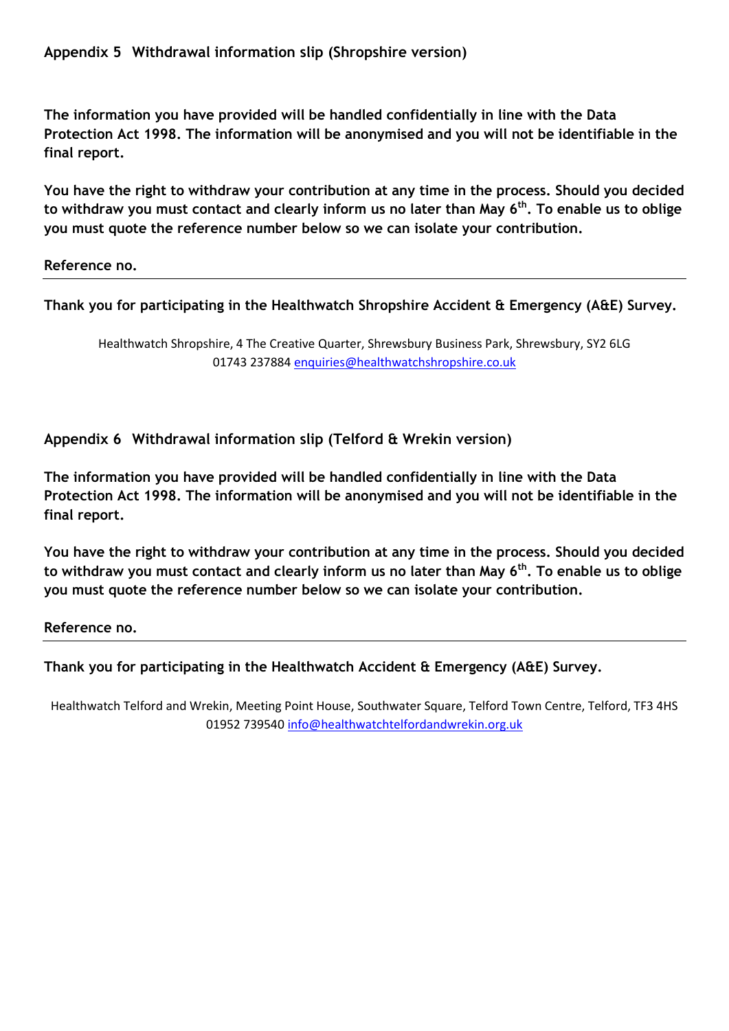## Appendix 5 Withdrawal information slip (Shropshire version)

**The information you have provided will be handled confidentially in line with the Data Protection Act 1998. The information will be anonymised and you will not be identifiable in the final report.**

**You have the right to withdraw your contribution at any time in the process. Should you decided to withdraw you must contact and clearly inform us no later than May 6th. To enable us to oblige you must quote the reference number below so we can isolate your contribution.**

**Reference no.**

---

**Thank you for participating in the Healthwatch Shropshire Accident & Emergency (A&E) Survey.**

Healthwatch Shropshire, 4 The Creative Quarter, Shrewsbury Business Park, Shrewsbury, SY2 6LG
01743 237884 enquiries@healthwatchshropshire.co.uk

## Appendix 6 Withdrawal information slip (Telford & Wrekin version)

**The information you have provided will be handled confidentially in line with the Data Protection Act 1998. The information will be anonymised and you will not be identifiable in the final report.**

**You have the right to withdraw your contribution at any time in the process. Should you decided to withdraw you must contact and clearly inform us no later than May 6th. To enable us to oblige you must quote the reference number below so we can isolate your contribution.**

**Reference no.**

---

**Thank you for participating in the Healthwatch Accident & Emergency (A&E) Survey.**

Healthwatch Telford and Wrekin, Meeting Point House, Southwater Square, Telford Town Centre, Telford, TF3 4HS
01952 739540 info@healthwatchtelfordandwrekin.org.uk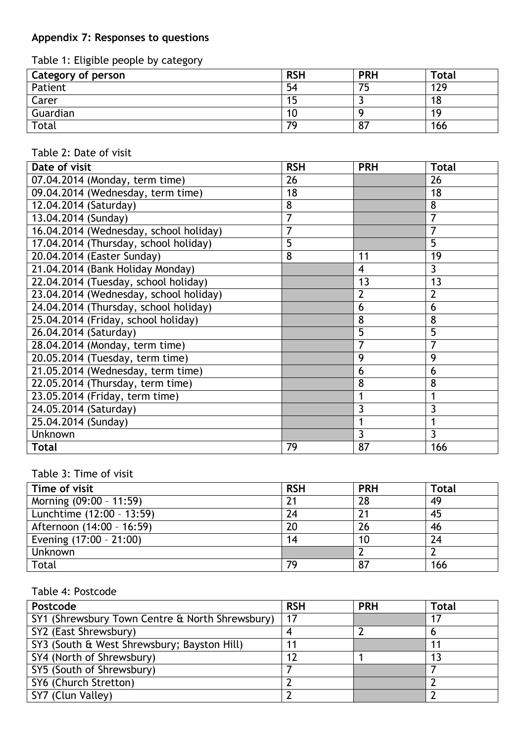**Appendix 7: Responses to questions**

Table 1: Eligible people by category

| Category of person | RSH | PRH | Total |
|---|---|---|---|
| Patient | 54 | 75 | 129 |
| Carer | 15 | 3 | 18 |
| Guardian | 10 | 9 | 19 |
| Total | 79 | 87 | 166 |

Table 2: Date of visit

| Date of visit | RSH | PRH | Total |
|---|---|---|---|
| 07.04.2014 (Monday, term time) | 26 | | 26 |
| 09.04.2014 (Wednesday, term time) | 18 | | 18 |
| 12.04.2014 (Saturday) | 8 | | 8 |
| 13.04.2014 (Sunday) | 7 | | 7 |
| 16.04.2014 (Wednesday, school holiday) | 7 | | 7 |
| 17.04.2014 (Thursday, school holiday) | 5 | | 5 |
| 20.04.2014 (Easter Sunday) | 8 | 11 | 19 |
| 21.04.2014 (Bank Holiday Monday) | | 4 | 3 |
| 22.04.2014 (Tuesday, school holiday) | | 13 | 13 |
| 23.04.2014 (Wednesday, school holiday) | | 2 | 2 |
| 24.04.2014 (Thursday, school holiday) | | 6 | 6 |
| 25.04.2014 (Friday, school holiday) | | 8 | 8 |
| 26.04.2014 (Saturday) | | 5 | 5 |
| 28.04.2014 (Monday, term time) | | 7 | 7 |
| 20.05.2014 (Tuesday, term time) | | 9 | 9 |
| 21.05.2014 (Wednesday, term time) | | 6 | 6 |
| 22.05.2014 (Thursday, term time) | | 8 | 8 |
| 23.05.2014 (Friday, term time) | | 1 | 1 |
| 24.05.2014 (Saturday) | | 3 | 3 |
| 25.04.2014 (Sunday) | | 1 | 1 |
| Unknown | | 3 | 3 |
| **Total** | 79 | 87 | 166 |

Table 3: Time of visit

| Time of visit | RSH | PRH | Total |
|---|---|---|---|
| Morning (09:00 – 11:59) | 21 | 28 | 49 |
| Lunchtime (12:00 – 13:59) | 24 | 21 | 45 |
| Afternoon (14:00 – 16:59) | 20 | 26 | 46 |
| Evening (17:00 – 21:00) | 14 | 10 | 24 |
| Unknown | | 2 | 2 |
| Total | 79 | 87 | 166 |

Table 4: Postcode

| Postcode | RSH | PRH | Total |
|---|---|---|---|
| SY1 (Shrewsbury Town Centre & North Shrewsbury) | 17 | | 17 |
| SY2 (East Shrewsbury) | 4 | 2 | 6 |
| SY3 (South & West Shrewsbury; Bayston Hill) | 11 | | 11 |
| SY4 (North of Shrewsbury) | 12 | 1 | 13 |
| SY5 (South of Shrewsbury) | 7 | | 7 |
| SY6 (Church Stretton) | 2 | | 2 |
| SY7 (Clun Valley) | 2 | | 2 |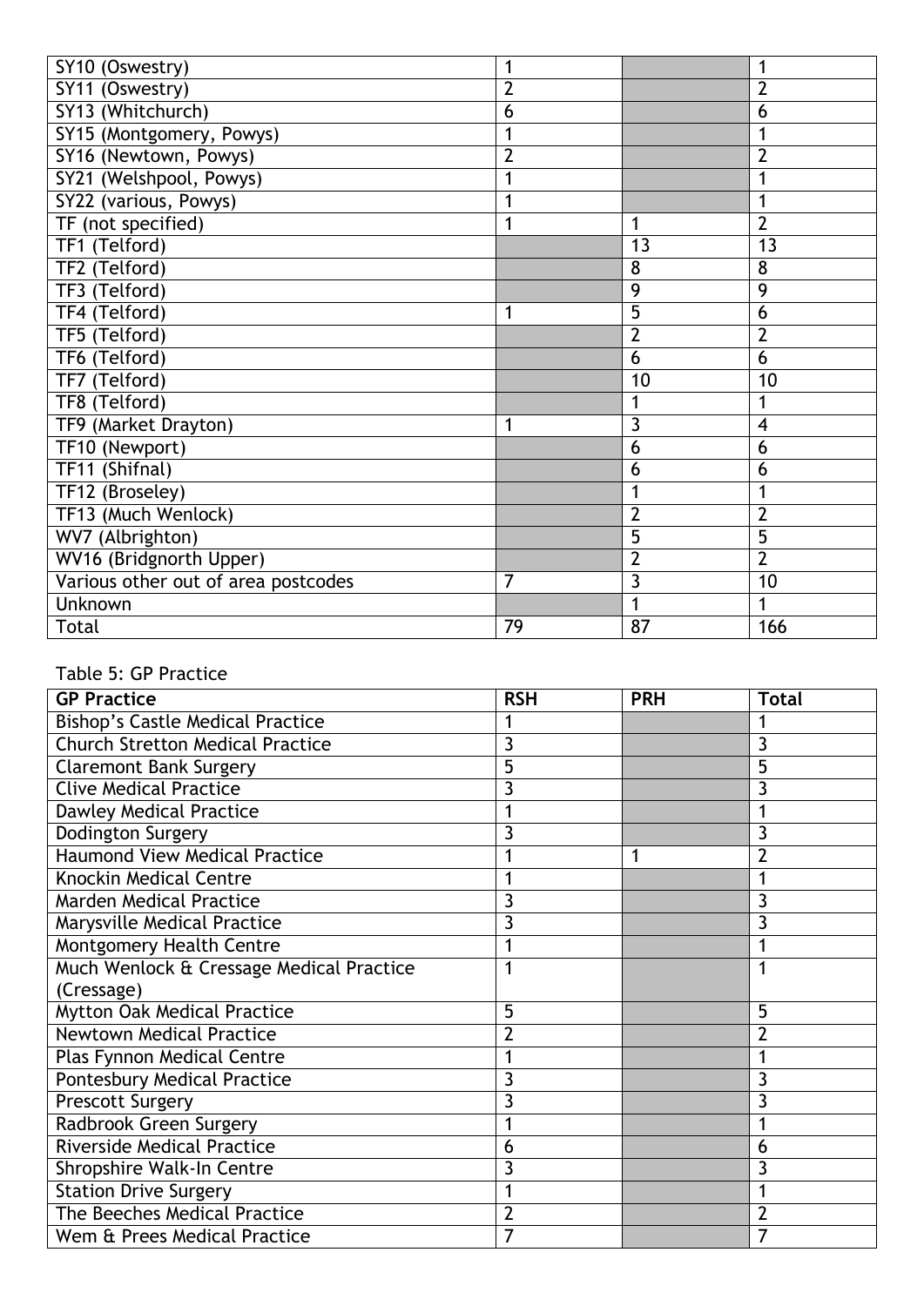| | | | |
|---|---|---|---|
| SY10 (Oswestry) | 1 | | 1 |
| SY11 (Oswestry) | 2 | | 2 |
| SY13 (Whitchurch) | 6 | | 6 |
| SY15 (Montgomery, Powys) | 1 | | 1 |
| SY16 (Newtown, Powys) | 2 | | 2 |
| SY21 (Welshpool, Powys) | 1 | | 1 |
| SY22 (various, Powys) | 1 | | 1 |
| TF (not specified) | 1 | 1 | 2 |
| TF1 (Telford) | | 13 | 13 |
| TF2 (Telford) | | 8 | 8 |
| TF3 (Telford) | | 9 | 9 |
| TF4 (Telford) | 1 | 5 | 6 |
| TF5 (Telford) | | 2 | 2 |
| TF6 (Telford) | | 6 | 6 |
| TF7 (Telford) | | 10 | 10 |
| TF8 (Telford) | | 1 | 1 |
| TF9 (Market Drayton) | 1 | 3 | 4 |
| TF10 (Newport) | | 6 | 6 |
| TF11 (Shifnal) | | 6 | 6 |
| TF12 (Broseley) | | 1 | 1 |
| TF13 (Much Wenlock) | | 2 | 2 |
| WV7 (Albrighton) | | 5 | 5 |
| WV16 (Bridgnorth Upper) | | 2 | 2 |
| Various other out of area postcodes | 7 | 3 | 10 |
| Unknown | | 1 | 1 |
| Total | 79 | 87 | 166 |

Table 5: GP Practice

| **GP Practice** | **RSH** | **PRH** | **Total** |
|---|---|---|---|
| Bishop's Castle Medical Practice | 1 | | 1 |
| Church Stretton Medical Practice | 3 | | 3 |
| Claremont Bank Surgery | 5 | | 5 |
| Clive Medical Practice | 3 | | 3 |
| Dawley Medical Practice | 1 | | 1 |
| Dodington Surgery | 3 | | 3 |
| Haumond View Medical Practice | 1 | 1 | 2 |
| Knockin Medical Centre | 1 | | 1 |
| Marden Medical Practice | 3 | | 3 |
| Marysville Medical Practice | 3 | | 3 |
| Montgomery Health Centre | 1 | | 1 |
| Much Wenlock & Cressage Medical Practice (Cressage) | 1 | | 1 |
| Mytton Oak Medical Practice | 5 | | 5 |
| Newtown Medical Practice | 2 | | 2 |
| Plas Fynnon Medical Centre | 1 | | 1 |
| Pontesbury Medical Practice | 3 | | 3 |
| Prescott Surgery | 3 | | 3 |
| Radbrook Green Surgery | 1 | | 1 |
| Riverside Medical Practice | 6 | | 6 |
| Shropshire Walk-In Centre | 3 | | 3 |
| Station Drive Surgery | 1 | | 1 |
| The Beeches Medical Practice | 2 | | 2 |
| Wem & Prees Medical Practice | 7 | | 7 |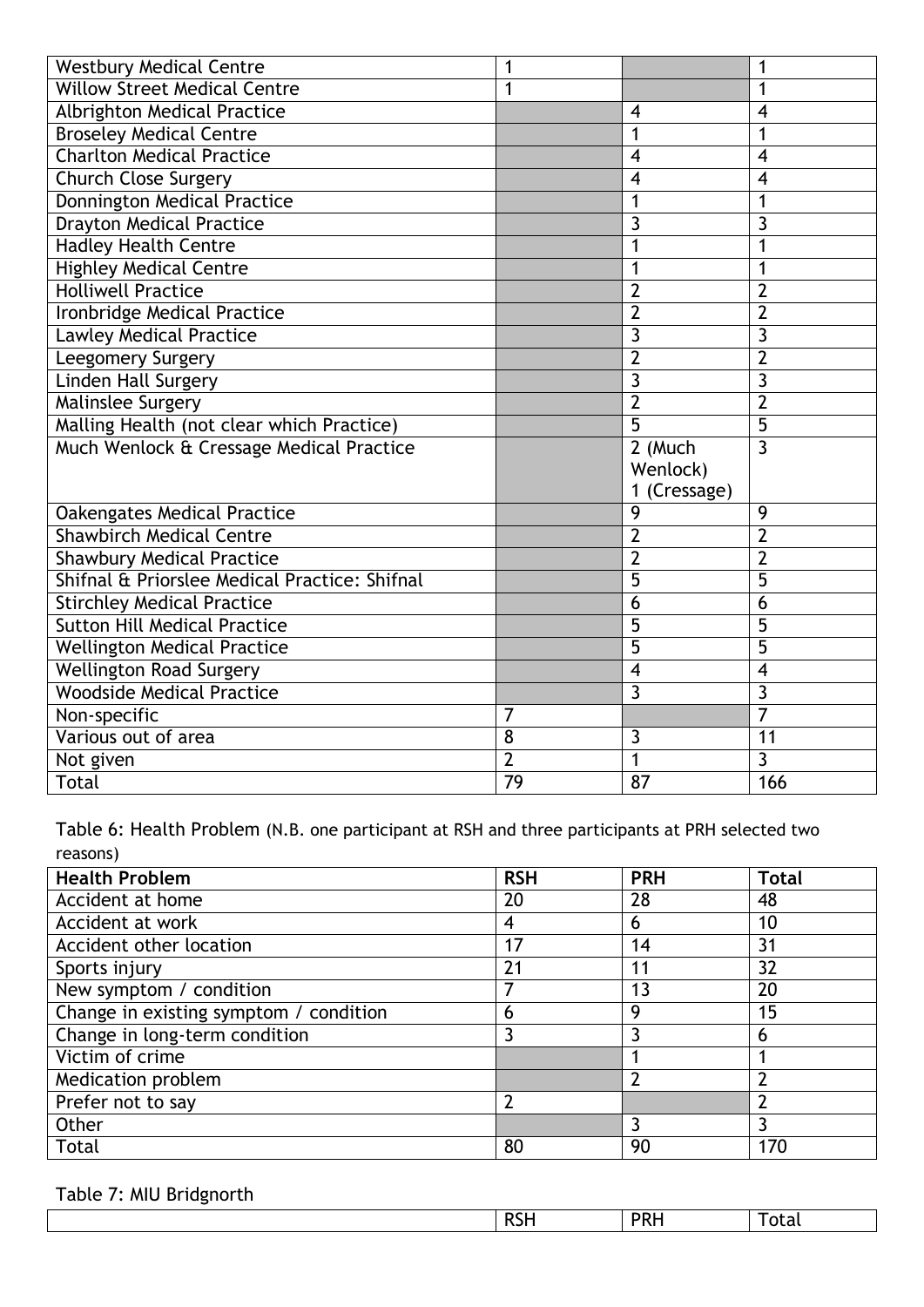| | | | |
|---|---|---|---|
| Westbury Medical Centre | 1 | | 1 |
| Willow Street Medical Centre | 1 | | 1 |
| Albrighton Medical Practice | | 4 | 4 |
| Broseley Medical Centre | | 1 | 1 |
| Charlton Medical Practice | | 4 | 4 |
| Church Close Surgery | | 4 | 4 |
| Donnington Medical Practice | | 1 | 1 |
| Drayton Medical Practice | | 3 | 3 |
| Hadley Health Centre | | 1 | 1 |
| Highley Medical Centre | | 1 | 1 |
| Holliwell Practice | | 2 | 2 |
| Ironbridge Medical Practice | | 2 | 2 |
| Lawley Medical Practice | | 3 | 3 |
| Leegomery Surgery | | 2 | 2 |
| Linden Hall Surgery | | 3 | 3 |
| Malinslee Surgery | | 2 | 2 |
| Malling Health (not clear which Practice) | | 5 | 5 |
| Much Wenlock & Cressage Medical Practice | | 2 (Much Wenlock) 1 (Cressage) | 3 |
| Oakengates Medical Practice | | 9 | 9 |
| Shawbirch Medical Centre | | 2 | 2 |
| Shawbury Medical Practice | | 2 | 2 |
| Shifnal & Priorslee Medical Practice: Shifnal | | 5 | 5 |
| Stirchley Medical Practice | | 6 | 6 |
| Sutton Hill Medical Practice | | 5 | 5 |
| Wellington Medical Practice | | 5 | 5 |
| Wellington Road Surgery | | 4 | 4 |
| Woodside Medical Practice | | 3 | 3 |
| Non-specific | 7 | | 7 |
| Various out of area | 8 | 3 | 11 |
| Not given | 2 | 1 | 3 |
| Total | 79 | 87 | 166 |

Table 6: Health Problem (N.B. one participant at RSH and three participants at PRH selected two reasons)

| **Health Problem** | **RSH** | **PRH** | **Total** |
|---|---|---|---|
| Accident at home | 20 | 28 | 48 |
| Accident at work | 4 | 6 | 10 |
| Accident other location | 17 | 14 | 31 |
| Sports injury | 21 | 11 | 32 |
| New symptom / condition | 7 | 13 | 20 |
| Change in existing symptom / condition | 6 | 9 | 15 |
| Change in long-term condition | 3 | 3 | 6 |
| Victim of crime | | 1 | 1 |
| Medication problem | | 2 | 2 |
| Prefer not to say | 2 | | 2 |
| Other | | 3 | 3 |
| Total | 80 | 90 | 170 |

Table 7: MIU Bridgnorth

| | RSH | PRH | Total |
|---|---|---|---|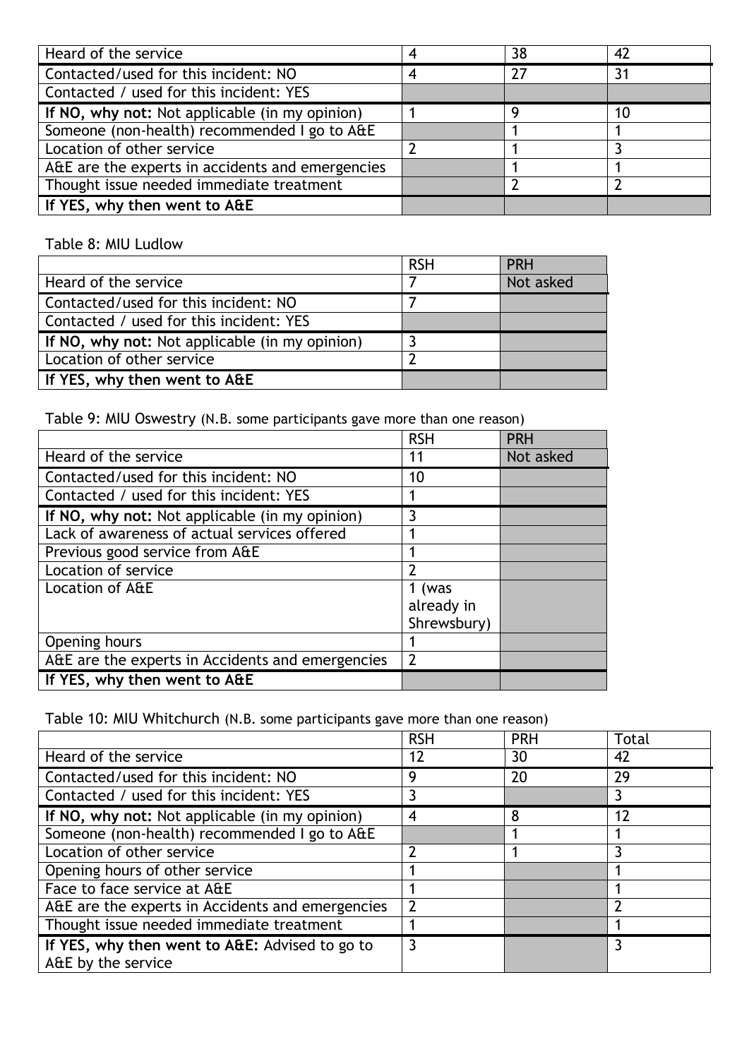| | | | |
|---|---|---|---|
| Heard of the service | 4 | 38 | 42 |
| Contacted/used for this incident: NO | 4 | 27 | 31 |
| Contacted / used for this incident: YES | | | |
| **If NO, why not:** Not applicable (in my opinion) | 1 | 9 | 10 |
| Someone (non-health) recommended I go to A&E | | 1 | 1 |
| Location of other service | 2 | 1 | 3 |
| A&E are the experts in accidents and emergencies | | 1 | 1 |
| Thought issue needed immediate treatment | | 2 | 2 |
| **If YES, why then went to A&E** | | | |

Table 8: MIU Ludlow

| | RSH | PRH |
|---|---|---|
| Heard of the service | 7 | Not asked |
| Contacted/used for this incident: NO | 7 | |
| Contacted / used for this incident: YES | | |
| **If NO, why not:** Not applicable (in my opinion) | 3 | |
| Location of other service | 2 | |
| **If YES, why then went to A&E** | | |

Table 9: MIU Oswestry (N.B. some participants gave more than one reason)

| | RSH | PRH |
|---|---|---|
| Heard of the service | 11 | Not asked |
| Contacted/used for this incident: NO | 10 | |
| Contacted / used for this incident: YES | 1 | |
| **If NO, why not:** Not applicable (in my opinion) | 3 | |
| Lack of awareness of actual services offered | 1 | |
| Previous good service from A&E | 1 | |
| Location of service | 2 | |
| Location of A&E | 1 (was already in Shrewsbury) | |
| Opening hours | 1 | |
| A&E are the experts in Accidents and emergencies | 2 | |
| **If YES, why then went to A&E** | | |

Table 10: MIU Whitchurch (N.B. some participants gave more than one reason)

| | RSH | PRH | Total |
|---|---|---|---|
| Heard of the service | 12 | 30 | 42 |
| Contacted/used for this incident: NO | 9 | 20 | 29 |
| Contacted / used for this incident: YES | 3 | | 3 |
| **If NO, why not:** Not applicable (in my opinion) | 4 | 8 | 12 |
| Someone (non-health) recommended I go to A&E | | 1 | 1 |
| Location of other service | 2 | 1 | 3 |
| Opening hours of other service | 1 | | 1 |
| Face to face service at A&E | 1 | | 1 |
| A&E are the experts in Accidents and emergencies | 2 | | 2 |
| Thought issue needed immediate treatment | 1 | | 1 |
| **If YES, why then went to A&E:** Advised to go to A&E by the service | 3 | | 3 |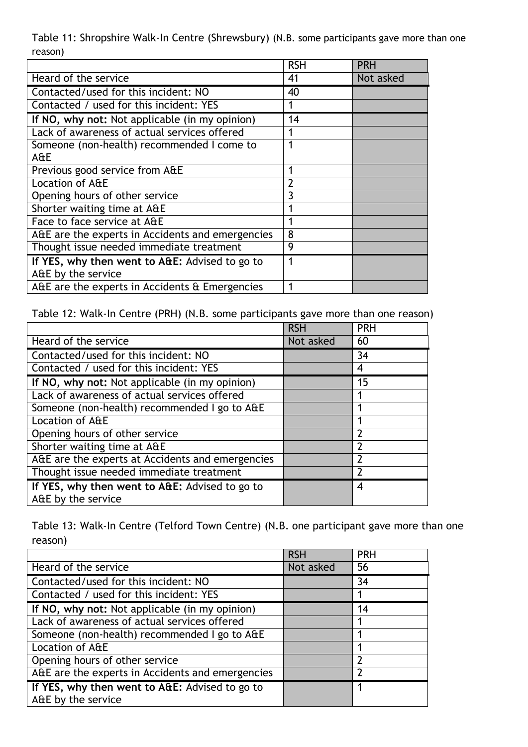Table 11: Shropshire Walk-In Centre (Shrewsbury) (N.B. some participants gave more than one reason)

| | RSH | PRH |
|---|---|---|
| Heard of the service | 41 | Not asked |
| Contacted/used for this incident: NO | 40 | |
| Contacted / used for this incident: YES | 1 | |
| **If NO, why not:** Not applicable (in my opinion) | 14 | |
| Lack of awareness of actual services offered | 1 | |
| Someone (non-health) recommended I come to A&E | 1 | |
| Previous good service from A&E | 1 | |
| Location of A&E | 2 | |
| Opening hours of other service | 3 | |
| Shorter waiting time at A&E | 1 | |
| Face to face service at A&E | 1 | |
| A&E are the experts in Accidents and emergencies | 8 | |
| Thought issue needed immediate treatment | 9 | |
| **If YES, why then went to A&E:** Advised to go to A&E by the service | 1 | |
| A&E are the experts in Accidents & Emergencies | 1 | |

Table 12: Walk-In Centre (PRH) (N.B. some participants gave more than one reason)

| | RSH | PRH |
|---|---|---|
| Heard of the service | Not asked | 60 |
| Contacted/used for this incident: NO | | 34 |
| Contacted / used for this incident: YES | | 4 |
| **If NO, why not:** Not applicable (in my opinion) | | 15 |
| Lack of awareness of actual services offered | | 1 |
| Someone (non-health) recommended I go to A&E | | 1 |
| Location of A&E | | 1 |
| Opening hours of other service | | 2 |
| Shorter waiting time at A&E | | 2 |
| A&E are the experts at Accidents and emergencies | | 2 |
| Thought issue needed immediate treatment | | 2 |
| **If YES, why then went to A&E:** Advised to go to A&E by the service | | 4 |

Table 13: Walk-In Centre (Telford Town Centre) (N.B. one participant gave more than one reason)

| | RSH | PRH |
|---|---|---|
| Heard of the service | Not asked | 56 |
| Contacted/used for this incident: NO | | 34 |
| Contacted / used for this incident: YES | | 1 |
| **If NO, why not:** Not applicable (in my opinion) | | 14 |
| Lack of awareness of actual services offered | | 1 |
| Someone (non-health) recommended I go to A&E | | 1 |
| Location of A&E | | 1 |
| Opening hours of other service | | 2 |
| A&E are the experts in Accidents and emergencies | | 2 |
| **If YES, why then went to A&E:** Advised to go to A&E by the service | | 1 |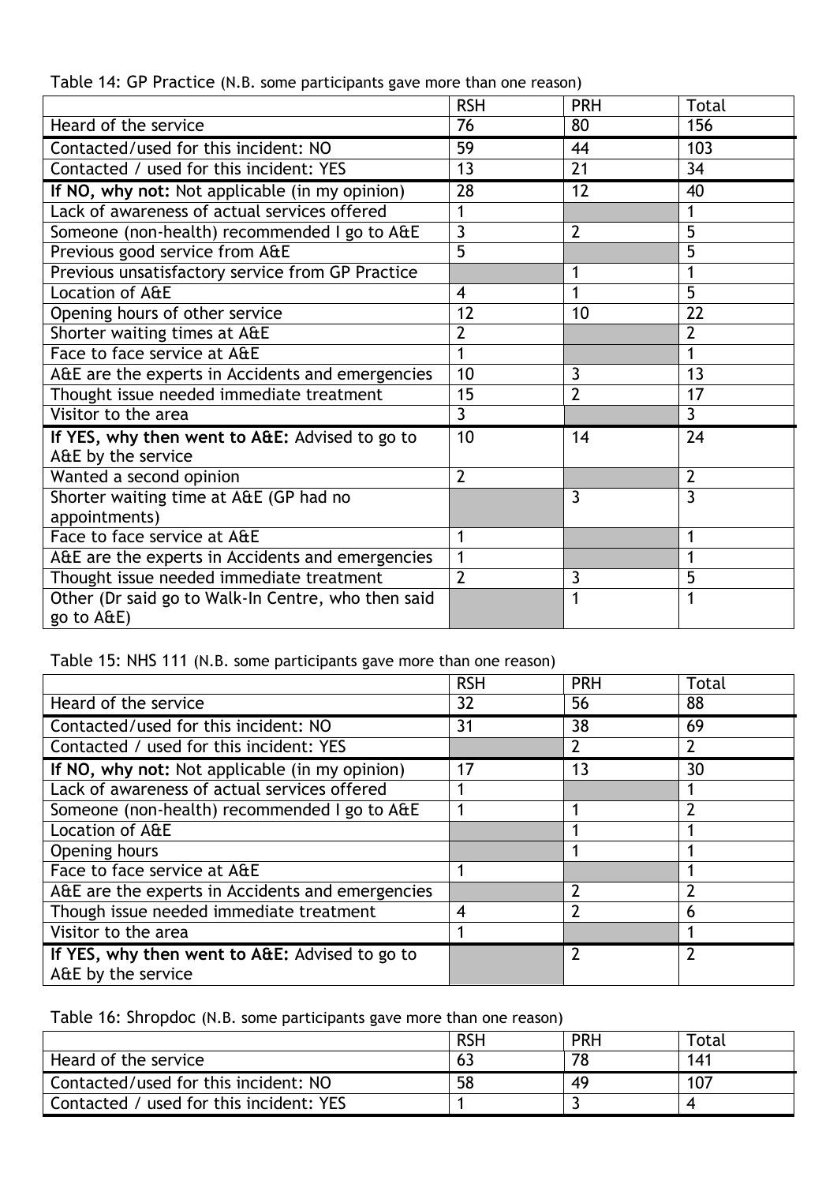Table 14: GP Practice (N.B. some participants gave more than one reason)

| | RSH | PRH | Total |
|---|---|---|---|
| Heard of the service | 76 | 80 | 156 |
| Contacted/used for this incident: NO | 59 | 44 | 103 |
| Contacted / used for this incident: YES | 13 | 21 | 34 |
| **If NO, why not:** Not applicable (in my opinion) | 28 | 12 | 40 |
| Lack of awareness of actual services offered | 1 | | 1 |
| Someone (non-health) recommended I go to A&E | 3 | 2 | 5 |
| Previous good service from A&E | 5 | | 5 |
| Previous unsatisfactory service from GP Practice | | 1 | 1 |
| Location of A&E | 4 | 1 | 5 |
| Opening hours of other service | 12 | 10 | 22 |
| Shorter waiting times at A&E | 2 | | 2 |
| Face to face service at A&E | 1 | | 1 |
| A&E are the experts in Accidents and emergencies | 10 | 3 | 13 |
| Thought issue needed immediate treatment | 15 | 2 | 17 |
| Visitor to the area | 3 | | 3 |
| **If YES, why then went to A&E:** Advised to go to A&E by the service | 10 | 14 | 24 |
| Wanted a second opinion | 2 | | 2 |
| Shorter waiting time at A&E (GP had no appointments) | | 3 | 3 |
| Face to face service at A&E | 1 | | 1 |
| A&E are the experts in Accidents and emergencies | 1 | | 1 |
| Thought issue needed immediate treatment | 2 | 3 | 5 |
| Other (Dr said go to Walk-In Centre, who then said go to A&E) | | 1 | 1 |

Table 15: NHS 111 (N.B. some participants gave more than one reason)

| | RSH | PRH | Total |
|---|---|---|---|
| Heard of the service | 32 | 56 | 88 |
| Contacted/used for this incident: NO | 31 | 38 | 69 |
| Contacted / used for this incident: YES | | 2 | 2 |
| **If NO, why not:** Not applicable (in my opinion) | 17 | 13 | 30 |
| Lack of awareness of actual services offered | 1 | | 1 |
| Someone (non-health) recommended I go to A&E | 1 | 1 | 2 |
| Location of A&E | | 1 | 1 |
| Opening hours | | 1 | 1 |
| Face to face service at A&E | 1 | | 1 |
| A&E are the experts in Accidents and emergencies | | 2 | 2 |
| Though issue needed immediate treatment | 4 | 2 | 6 |
| Visitor to the area | 1 | | 1 |
| **If YES, why then went to A&E:** Advised to go to A&E by the service | | 2 | 2 |

Table 16: Shropdoc (N.B. some participants gave more than one reason)

| | RSH | PRH | Total |
|---|---|---|---|
| Heard of the service | 63 | 78 | 141 |
| Contacted/used for this incident: NO | 58 | 49 | 107 |
| Contacted / used for this incident: YES | 1 | 3 | 4 |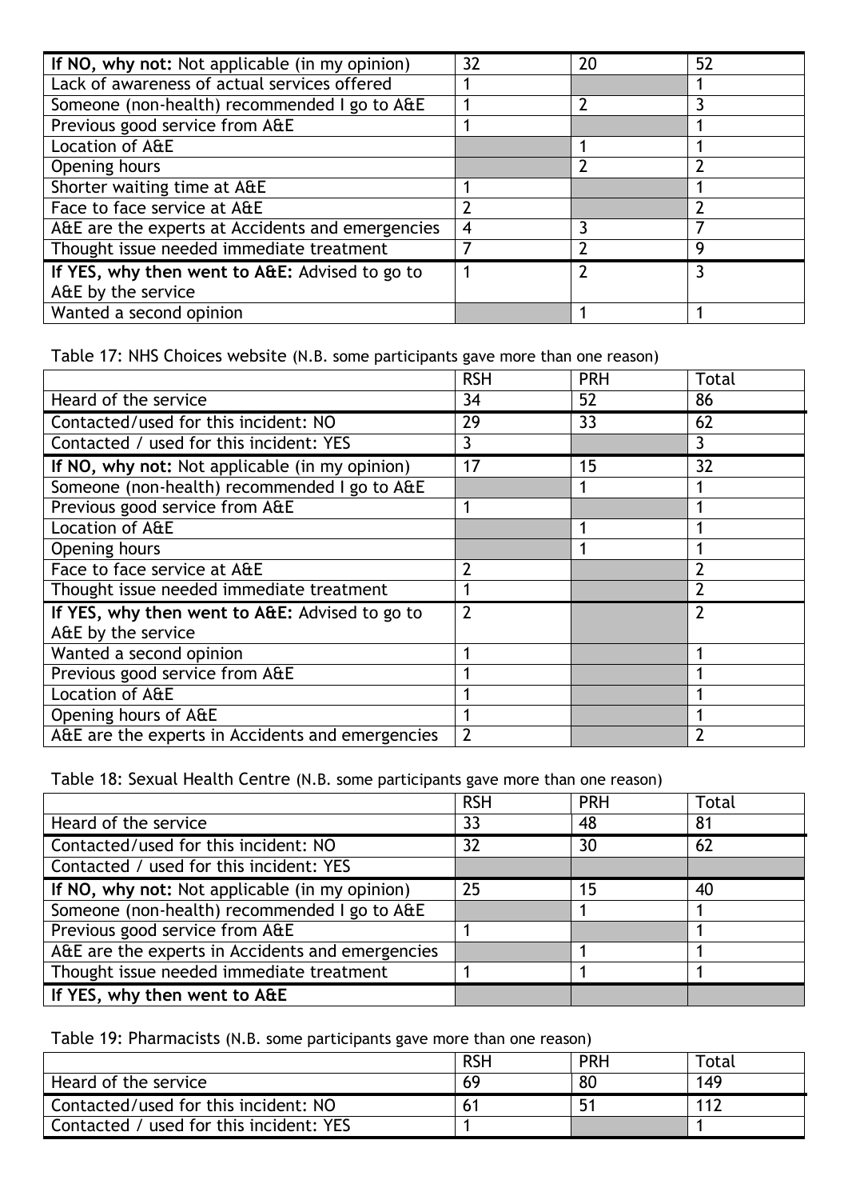| | | | |
|---|---|---|---|
| **If NO, why not:** Not applicable (in my opinion) | 32 | 20 | 52 |
| Lack of awareness of actual services offered | 1 | | 1 |
| Someone (non-health) recommended I go to A&E | 1 | 2 | 3 |
| Previous good service from A&E | 1 | | 1 |
| Location of A&E | | 1 | 1 |
| Opening hours | | 2 | 2 |
| Shorter waiting time at A&E | 1 | | 1 |
| Face to face service at A&E | 2 | | 2 |
| A&E are the experts at Accidents and emergencies | 4 | 3 | 7 |
| Thought issue needed immediate treatment | 7 | 2 | 9 |
| **If YES, why then went to A&E:** Advised to go to A&E by the service | 1 | 2 | 3 |
| Wanted a second opinion | | 1 | 1 |

Table 17: NHS Choices website (N.B. some participants gave more than one reason)

| | RSH | PRH | Total |
|---|---|---|---|
| Heard of the service | 34 | 52 | 86 |
| Contacted/used for this incident: NO | 29 | 33 | 62 |
| Contacted / used for this incident: YES | 3 | | 3 |
| **If NO, why not:** Not applicable (in my opinion) | 17 | 15 | 32 |
| Someone (non-health) recommended I go to A&E | | 1 | 1 |
| Previous good service from A&E | 1 | | 1 |
| Location of A&E | | 1 | 1 |
| Opening hours | | 1 | 1 |
| Face to face service at A&E | 2 | | 2 |
| Thought issue needed immediate treatment | 1 | | 2 |
| **If YES, why then went to A&E:** Advised to go to A&E by the service | 2 | | 2 |
| Wanted a second opinion | 1 | | 1 |
| Previous good service from A&E | 1 | | 1 |
| Location of A&E | 1 | | 1 |
| Opening hours of A&E | 1 | | 1 |
| A&E are the experts in Accidents and emergencies | 2 | | 2 |

Table 18: Sexual Health Centre (N.B. some participants gave more than one reason)

| | RSH | PRH | Total |
|---|---|---|---|
| Heard of the service | 33 | 48 | 81 |
| Contacted/used for this incident: NO | 32 | 30 | 62 |
| Contacted / used for this incident: YES | | | |
| **If NO, why not:** Not applicable (in my opinion) | 25 | 15 | 40 |
| Someone (non-health) recommended I go to A&E | | 1 | 1 |
| Previous good service from A&E | 1 | | 1 |
| A&E are the experts in Accidents and emergencies | | 1 | 1 |
| Thought issue needed immediate treatment | 1 | 1 | 1 |
| **If YES, why then went to A&E** | | | |

Table 19: Pharmacists (N.B. some participants gave more than one reason)

| | RSH | PRH | Total |
|---|---|---|---|
| Heard of the service | 69 | 80 | 149 |
| Contacted/used for this incident: NO | 61 | 51 | 112 |
| Contacted / used for this incident: YES | 1 | | 1 |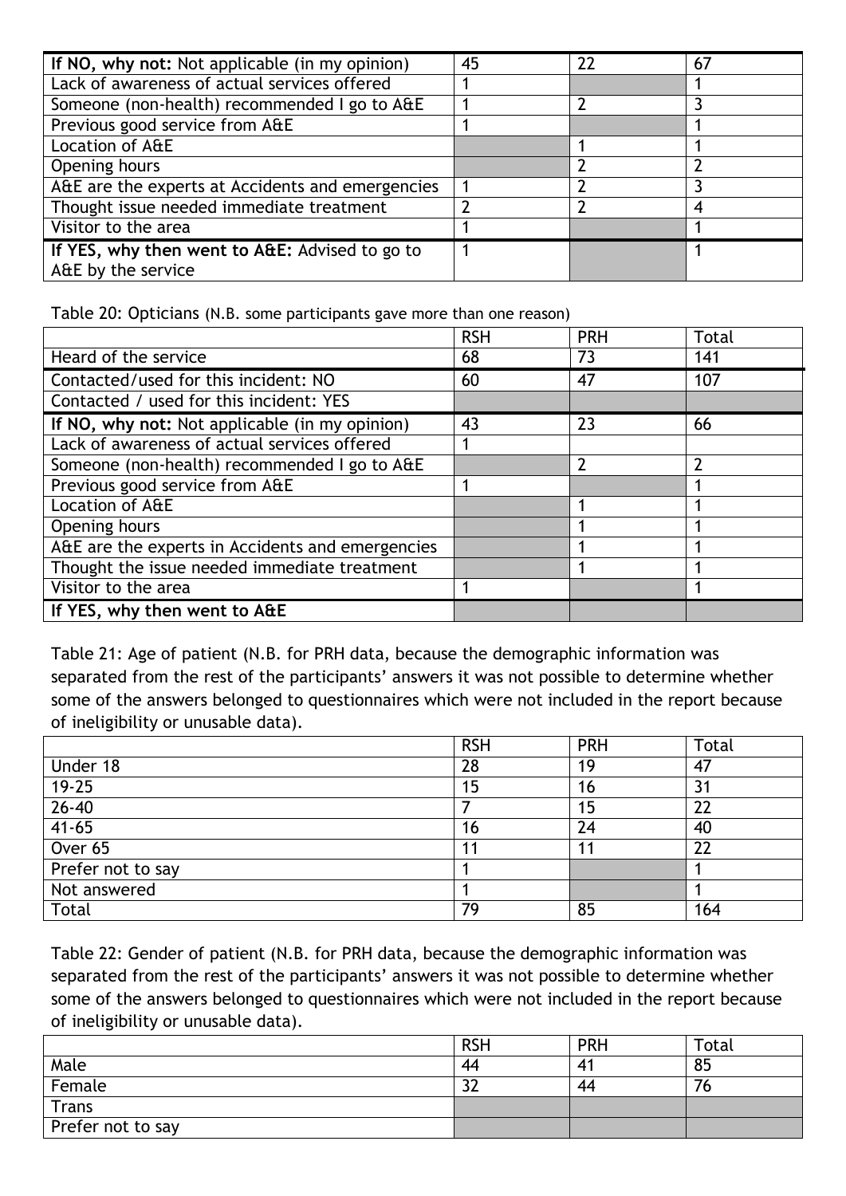| If NO, why not: Not applicable (in my opinion) | 45 | 22 | 67 |
|---|---|---|---|
| Lack of awareness of actual services offered | 1 | | 1 |
| Someone (non-health) recommended I go to A&E | 1 | 2 | 3 |
| Previous good service from A&E | 1 | | 1 |
| Location of A&E | | 1 | 1 |
| Opening hours | | 2 | 2 |
| A&E are the experts at Accidents and emergencies | 1 | 2 | 3 |
| Thought issue needed immediate treatment | 2 | 2 | 4 |
| Visitor to the area | 1 | | 1 |
| **If YES, why then went to A&E:** Advised to go to A&E by the service | 1 | | 1 |

Table 20: Opticians (N.B. some participants gave more than one reason)

| | RSH | PRH | Total |
|---|---|---|---|
| Heard of the service | 68 | 73 | 141 |
| Contacted/used for this incident: NO | 60 | 47 | 107 |
| Contacted / used for this incident: YES | | | |
| **If NO, why not:** Not applicable (in my opinion) | 43 | 23 | 66 |
| Lack of awareness of actual services offered | 1 | | |
| Someone (non-health) recommended I go to A&E | | 2 | 2 |
| Previous good service from A&E | 1 | | 1 |
| Location of A&E | | 1 | 1 |
| Opening hours | | 1 | 1 |
| A&E are the experts in Accidents and emergencies | | 1 | 1 |
| Thought the issue needed immediate treatment | | 1 | 1 |
| Visitor to the area | 1 | | 1 |
| **If YES, why then went to A&E** | | | |

Table 21: Age of patient (N.B. for PRH data, because the demographic information was separated from the rest of the participants' answers it was not possible to determine whether some of the answers belonged to questionnaires which were not included in the report because of ineligibility or unusable data).

| | RSH | PRH | Total |
|---|---|---|---|
| Under 18 | 28 | 19 | 47 |
| 19-25 | 15 | 16 | 31 |
| 26-40 | 7 | 15 | 22 |
| 41-65 | 16 | 24 | 40 |
| Over 65 | 11 | 11 | 22 |
| Prefer not to say | 1 | | 1 |
| Not answered | 1 | | 1 |
| Total | 79 | 85 | 164 |

Table 22: Gender of patient (N.B. for PRH data, because the demographic information was separated from the rest of the participants' answers it was not possible to determine whether some of the answers belonged to questionnaires which were not included in the report because of ineligibility or unusable data).

| | RSH | PRH | Total |
|---|---|---|---|
| Male | 44 | 41 | 85 |
| Female | 32 | 44 | 76 |
| Trans | | | |
| Prefer not to say | | | |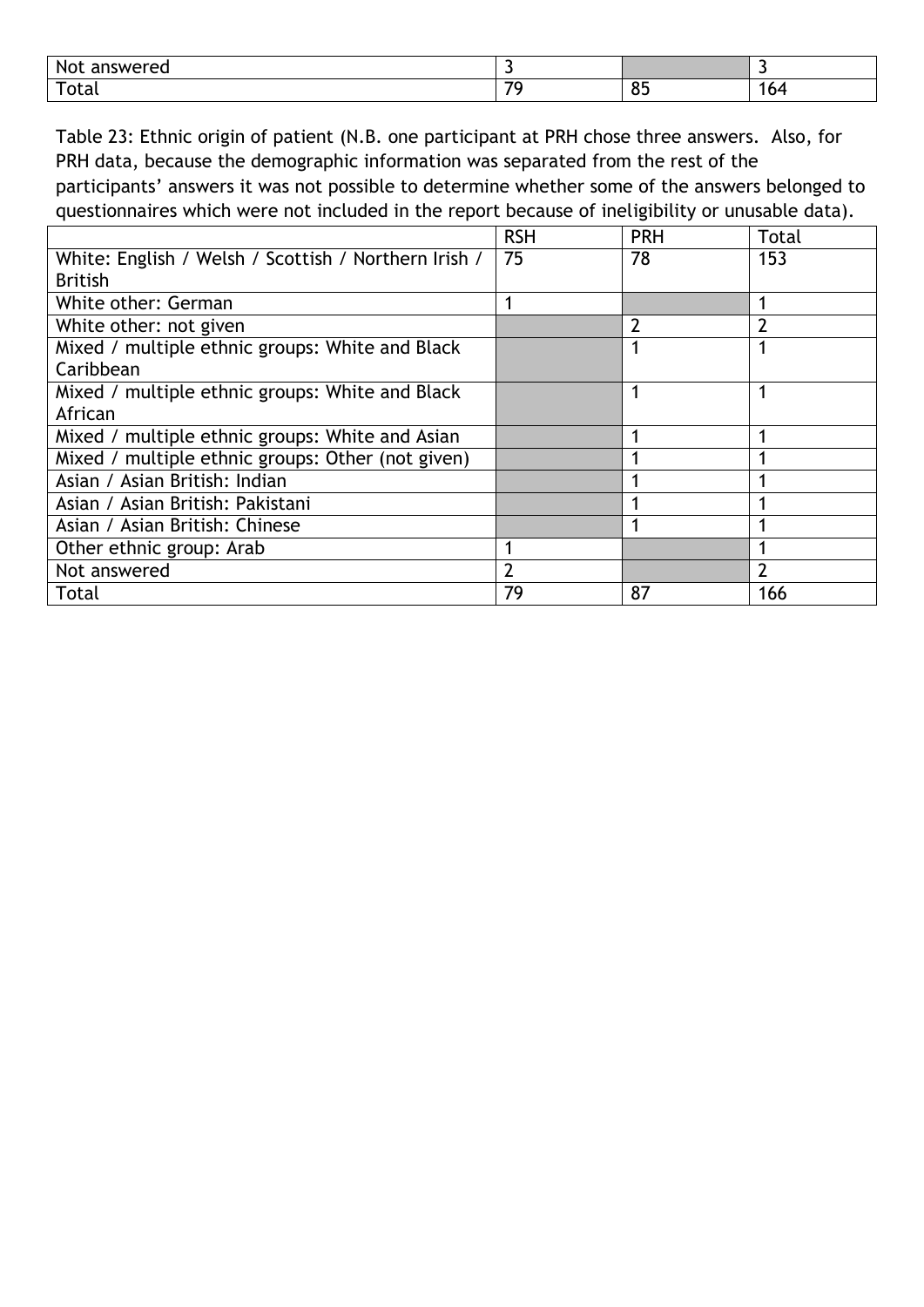| | | | |
|---|---|---|---|
| Not answered | 3 | | 3 |
| Total | 79 | 85 | 164 |

Table 23: Ethnic origin of patient (N.B. one participant at PRH chose three answers. Also, for PRH data, because the demographic information was separated from the rest of the participants' answers it was not possible to determine whether some of the answers belonged to questionnaires which were not included in the report because of ineligibility or unusable data).

| | RSH | PRH | Total |
|---|---|---|---|
| White: English / Welsh / Scottish / Northern Irish / British | 75 | 78 | 153 |
| White other: German | 1 | | 1 |
| White other: not given | | 2 | 2 |
| Mixed / multiple ethnic groups: White and Black Caribbean | | 1 | 1 |
| Mixed / multiple ethnic groups: White and Black African | | 1 | 1 |
| Mixed / multiple ethnic groups: White and Asian | | 1 | 1 |
| Mixed / multiple ethnic groups: Other (not given) | | 1 | 1 |
| Asian / Asian British: Indian | | 1 | 1 |
| Asian / Asian British: Pakistani | | 1 | 1 |
| Asian / Asian British: Chinese | | 1 | 1 |
| Other ethnic group: Arab | 1 | | 1 |
| Not answered | 2 | | 2 |
| Total | 79 | 87 | 166 |